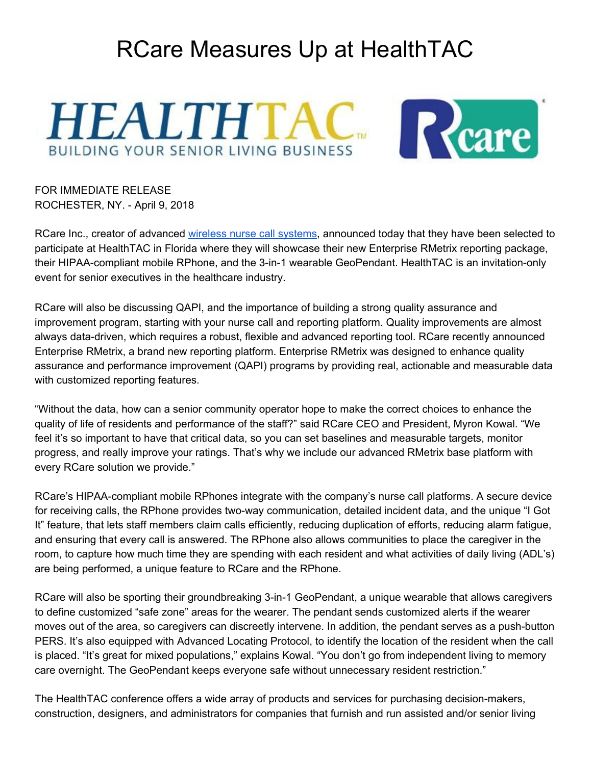# RCare Measures Up at HealthTAC

FOR IMMEDIATE RELEASE
ROCHESTER, NY. - April 9, 2018

RCare Inc., creator of advanced wireless nurse call systems, announced today that they have been selected to participate at HealthTAC in Florida where they will showcase their new Enterprise RMetrix reporting package, their HIPAA-compliant mobile RPhone, and the 3-in-1 wearable GeoPendant. HealthTAC is an invitation-only event for senior executives in the healthcare industry.

RCare will also be discussing QAPI, and the importance of building a strong quality assurance and improvement program, starting with your nurse call and reporting platform. Quality improvements are almost always data-driven, which requires a robust, flexible and advanced reporting tool. RCare recently announced Enterprise RMetrix, a brand new reporting platform. Enterprise RMetrix was designed to enhance quality assurance and performance improvement (QAPI) programs by providing real, actionable and measurable data with customized reporting features.

"Without the data, how can a senior community operator hope to make the correct choices to enhance the quality of life of residents and performance of the staff?" said RCare CEO and President, Myron Kowal. "We feel it's so important to have that critical data, so you can set baselines and measurable targets, monitor progress, and really improve your ratings. That's why we include our advanced RMetrix base platform with every RCare solution we provide."

RCare's HIPAA-compliant mobile RPhones integrate with the company's nurse call platforms. A secure device for receiving calls, the RPhone provides two-way communication, detailed incident data, and the unique "I Got It" feature, that lets staff members claim calls efficiently, reducing duplication of efforts, reducing alarm fatigue, and ensuring that every call is answered. The RPhone also allows communities to place the caregiver in the room, to capture how much time they are spending with each resident and what activities of daily living (ADL's) are being performed, a unique feature to RCare and the RPhone.

RCare will also be sporting their groundbreaking 3-in-1 GeoPendant, a unique wearable that allows caregivers to define customized "safe zone" areas for the wearer. The pendant sends customized alerts if the wearer moves out of the area, so caregivers can discreetly intervene. In addition, the pendant serves as a push-button PERS. It's also equipped with Advanced Locating Protocol, to identify the location of the resident when the call is placed. "It's great for mixed populations," explains Kowal. "You don't go from independent living to memory care overnight. The GeoPendant keeps everyone safe without unnecessary resident restriction."

The HealthTAC conference offers a wide array of products and services for purchasing decision-makers, construction, designers, and administrators for companies that furnish and run assisted and/or senior living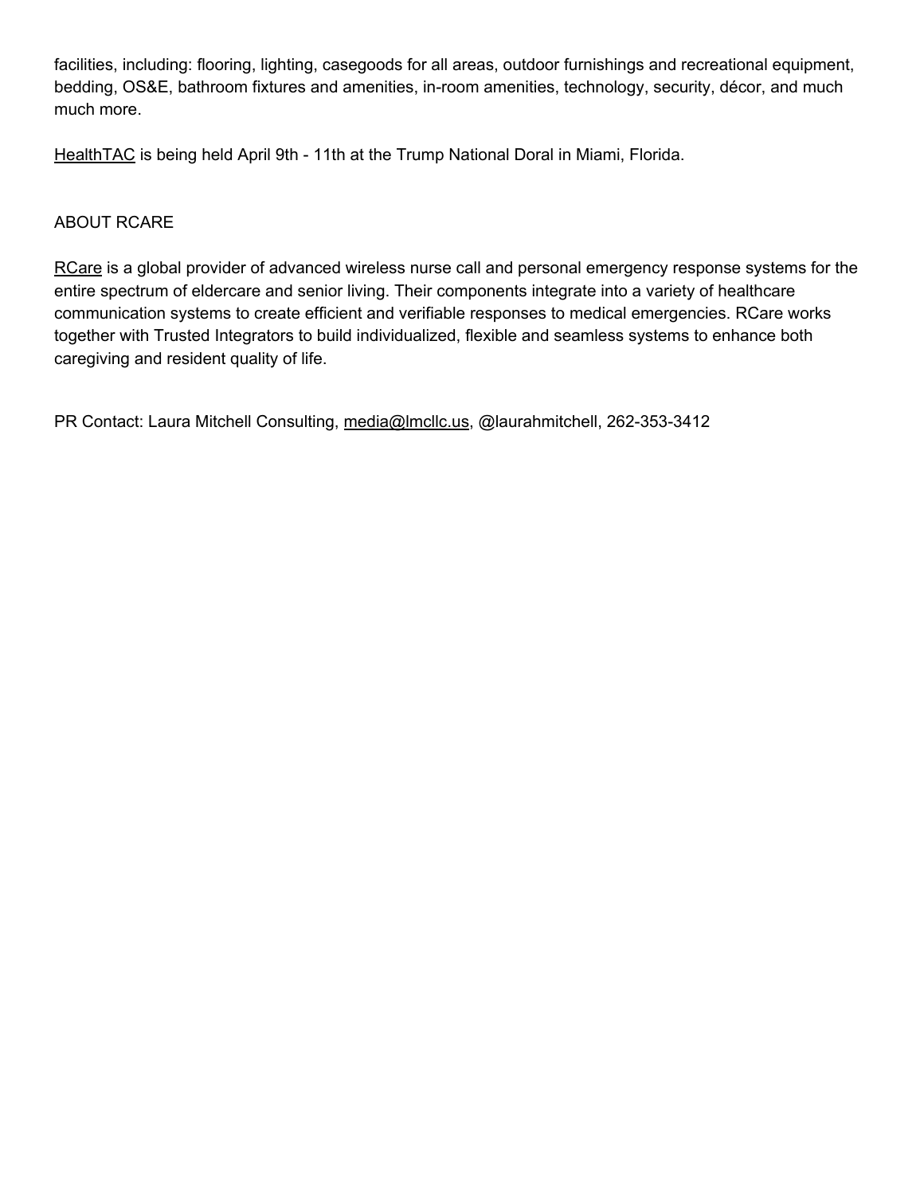facilities, including: flooring, lighting, casegoods for all areas, outdoor furnishings and recreational equipment, bedding, OS&E, bathroom fixtures and amenities, in-room amenities, technology, security, décor, and much much more.

HealthTAC is being held April 9th - 11th at the Trump National Doral in Miami, Florida.

## ABOUT RCARE

RCare is a global provider of advanced wireless nurse call and personal emergency response systems for the entire spectrum of eldercare and senior living. Their components integrate into a variety of healthcare communication systems to create efficient and verifiable responses to medical emergencies. RCare works together with Trusted Integrators to build individualized, flexible and seamless systems to enhance both caregiving and resident quality of life.

PR Contact: Laura Mitchell Consulting, media@lmcllc.us, @laurahmitchell, 262-353-3412